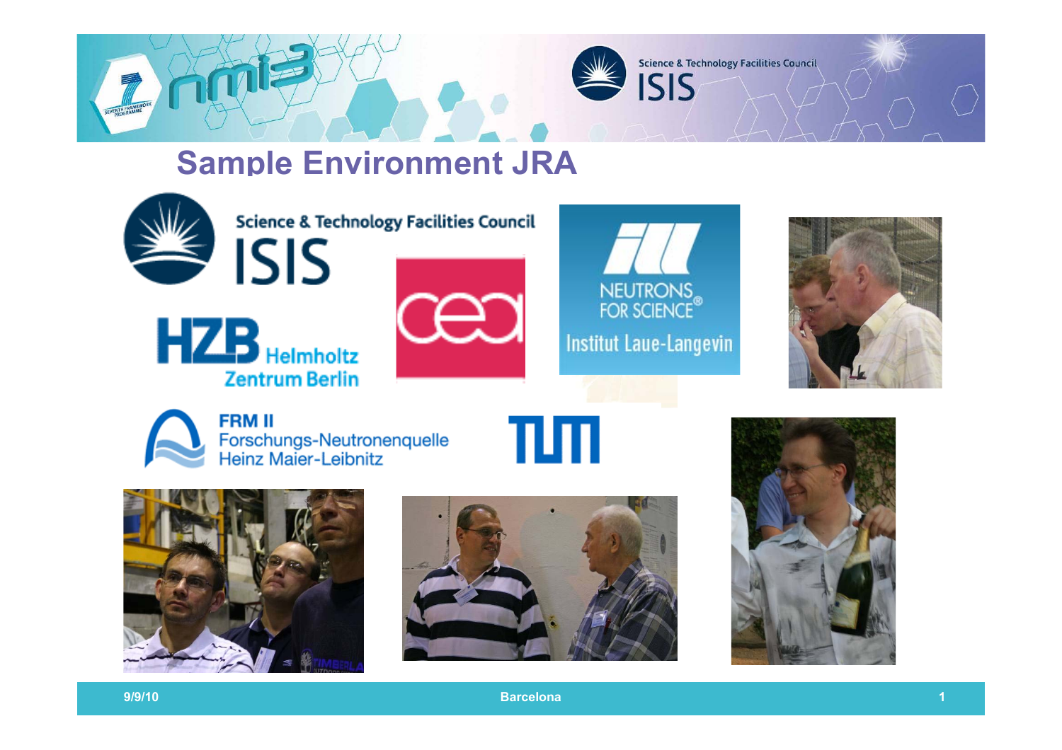# Sample Environment JRA

Science & Technology Facilities Council
ISIS

HZB Helmholtz Zentrum Berlin

cea

NEUTRONS FOR SCIENCE®
Institut Laue-Langevin

FRM II
Forschungs-Neutronenquelle
Heinz Maier-Leibnitz

TUM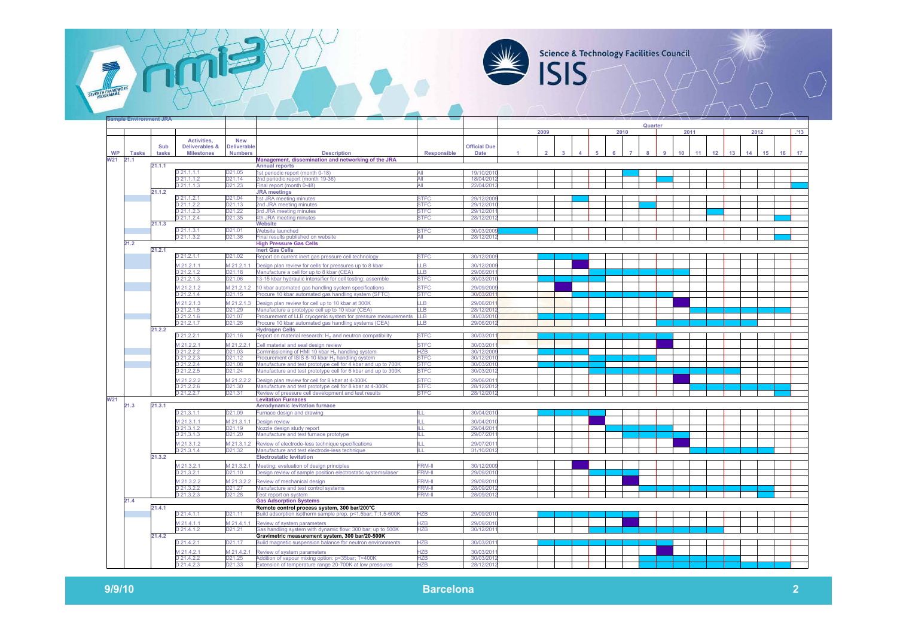## Sample Environment JRA

| WP | Tasks | Sub tasks | Activities, Deliverables & Milestones | New Deliverable Numbers | Description | Responsible | Official Due Date |
|---|---|---|---|---|---|---|---|
| W21 | 21.1 | | | | **Management, dissemination and networking of the JRA** | | |
| | | 21.1.1 | | | **Annual reports** | | |
| | | | D 21.1.1.1 | D21.05 | 1st periodic report (month 0-18) | All | 19/10/2010 |
| | | | D 21.1.1.2 | D21.14 | 2nd periodic report (month 19-36) | All | 18/04/2012 |
| | | | D 21.1.1.3 | D21.23 | Final report (month 0-48) | All | 22/04/2013 |
| | | 21.1.2 | | | **JRA meetings** | | |
| | | | D 21.1.2.1 | D21.04 | 1st JRA meeting minutes | STFC | 29/12/2009 |
| | | | D 21.1.2.2 | D21.13 | 2nd JRA meeting minutes | STFC | 29/12/2010 |
| | | | D 21.1.2.3 | D21.22 | 3rd JRA meeting minutes | STFC | 29/12/2011 |
| | | | D 21.1.2.4 | D21.35 | 4th JRA meeting minutes | STFC | 28/12/2012 |
| | | 21.1.3 | | | **Website** | | |
| | | | D 21.1.3.1 | D21.01 | Website launched | STFC | 30/03/2009 |
| | | | D 21.1.3.2 | D21.36 | Final results published on website | All | 28/12/2012 |
| | 21.2 | | | | **High Pressure Gas Cells** | | |
| | | 21.2.1 | | | **Inert Gas Cells** | | |
| | | | D 21.2.1.1 | D21.02 | Report on current inert gas pressure cell technology | STFC | 30/12/2009 |
| | | | M 21.2.1.1 | M 21.2.1.1 | Design plan review for cells for pressures up to 8 kbar | LLB | 30/12/2009 |
| | | | D 21.2.1.2 | D21.18 | Manufacture a cell for up to 8 kbar (CEA) | LLB | 29/06/2011 |
| | | | D 21.2.1.3 | D21.06 | 13-15 kbar hydraulic intensifier for cell testing: assemble | STFC | 30/03/2010 |
| | | | M 21.2.1.2 | M 21.2.1.2 | 10 kbar automated gas handling system specifications | STFC | 29/09/2009 |
| | | | D 21.2.1.4 | D21.15 | Procure 10 kbar automated gas handling system (SFTC) | STFC | 30/03/2011 |
| | | | M 21.2.1.3 | M 21.2.1.3 | Design plan review for cell up to 10 kbar at 300K | LLB | 29/06/2011 |
| | | | D 21.2.1.5 | D21.29 | Manufacture a prototype cell up to 10 kbar (CEA) | LLB | 28/12/2012 |
| | | | D 21.2.1.6 | D21.07 | Procurement of LLB cryogenic system for pressure measurements | LLB | 30/03/2010 |
| | | | D 21.2.1.7 | D21.26 | Procure 10 kbar automated gas handling systems (CEA) | LLB | 29/06/2012 |
| | | 21.2.2 | | | **Hydrogen Cells** | | |
| | | | D 21.2.2.1 | D21.16 | Report on material research: $H_2$ and neutron compatibility | STFC | 30/03/2011 |
| | | | M 21.2.2.1 | M 21.2.2.1 | Cell material and seal design review | STFC | 30/03/2011 |
| | | | D 21.2.2.2 | D21.03 | Commissioning of HMI 10 kbar $H_2$ handling system | HZB | 30/12/2009 |
| | | | D 21.2.2.3 | D21.12 | Procurement of ISIS 8-10 kbar $H_2$ handling system | STFC | 30/12/2010 |
| | | | D 21.2.2.4 | D21.08 | Manufacture and test prototype cell for 4 kbar and up to 700K | STFC | 30/03/2010 |
| | | | D 21.2.2.5 | D21.24 | Manufacture and test prototype cell for 6 kbar and up to 300K | STFC | 30/03/2012 |
| | | | M 21.2.2.2 | M 21.2.2.2 | Design plan review for cell for 8 kbar at 4-300K | STFC | 29/06/2011 |
| | | | D 21.2.2.6 | D21.30 | Manufacture and test prototype cell for 8 kbar at 4-300K | STFC | 28/12/2012 |
| | | | D 21.2.2.7 | D21.31 | Review of pressure cell development and test results | STFC | 28/12/2012 |
| W21 | 21.3 | 21.3.1 | | | **Levitation Furnaces** | | |
| | | | | | **Aerodynamic levitation furnace** | | |
| | | | D 21.3.1.1 | D21.09 | Furnace design and drawing | ILL | 30/04/2010 |
| | | | M 21.3.1.1 | M 21.3.1.1 | Design review | ILL | 30/04/2010 |
| | | | D 21.3.1.2 | D21.19 | Nozzle design study report | ILL | 29/04/2011 |
| | | | D 21.3.1.3 | D21.20 | Manufacture and test furnace prototype | ILL | 29/07/2011 |
| | | | M 21.3.1.2 | M 21.3.1.2 | Review of electrode-less technique specifications | ILL | 29/07/2011 |
| | | | D 21.3.1.4 | D21.32 | Manufacture and test electrode-less technique | ILL | 31/10/2012 |
| | | 21.3.2 | | | **Electrostatic levitation** | | |
| | | | M 21.3.2.1 | M 21.3.2.1 | Meeting: evaluation of design principles | FRM-II | 30/12/2009 |
| | | | D 21.3.2.1 | D21.10 | Design review of sample position electrostatic systems/laser | FRM-II | 29/09/2010 |
| | | | M 21.3.2.2 | M 21.3.2.2 | Review of mechanical design | FRM-II | 29/09/2010 |
| | | | D 21.3.2.2 | D21.27 | Manufacture and test control systems | FRM-II | 28/09/2012 |
| | | | D 21.3.2.3 | D21.28 | Test report on system | FRM-II | 28/09/2012 |
| | 21.4 | | | | **Gas Adsorption Systems** | | |
| | | 21.4.1 | | | **Remote control process system, 300 bar/200°C** | | |
| | | | D 21.4.1.1 | D21.11 | Build adsorption isotherm sample prep. p<1.5bar; T:1.5-600K | HZB | 29/09/2010 |
| | | | M 21.4.1.1 | M 21.4.1.1 | Review of system parameters | HZB | 29/09/2010 |
| | | | D 21.4.1.2 | D21.21 | Gas handling system with dynamic flow: 300 bar; up to 500K | HZB | 30/12/2011 |
| | | 21.4.2 | | | **Gravimetric measurement system, 300 bar/20-500K** | | |
| | | | D 21.4.2.1 | D21.17 | Build magnetic suspension balance for neutron environments | HZB | 30/03/2011 |
| | | | M 21.4.2.1 | M 21.4.2.1 | Review of system parameters | HZB | 30/03/2011 |
| | | | D 21.4.2.2 | D21.25 | Addition of vapour mixing option: p<35bar; T<400K | HZB | 30/03/2012 |
| | | | D 21.4.2.3 | D21.33 | Extension of temperature range 20-700K at low pressures | HZB | 28/12/2012 |

9/9/10 Barcelona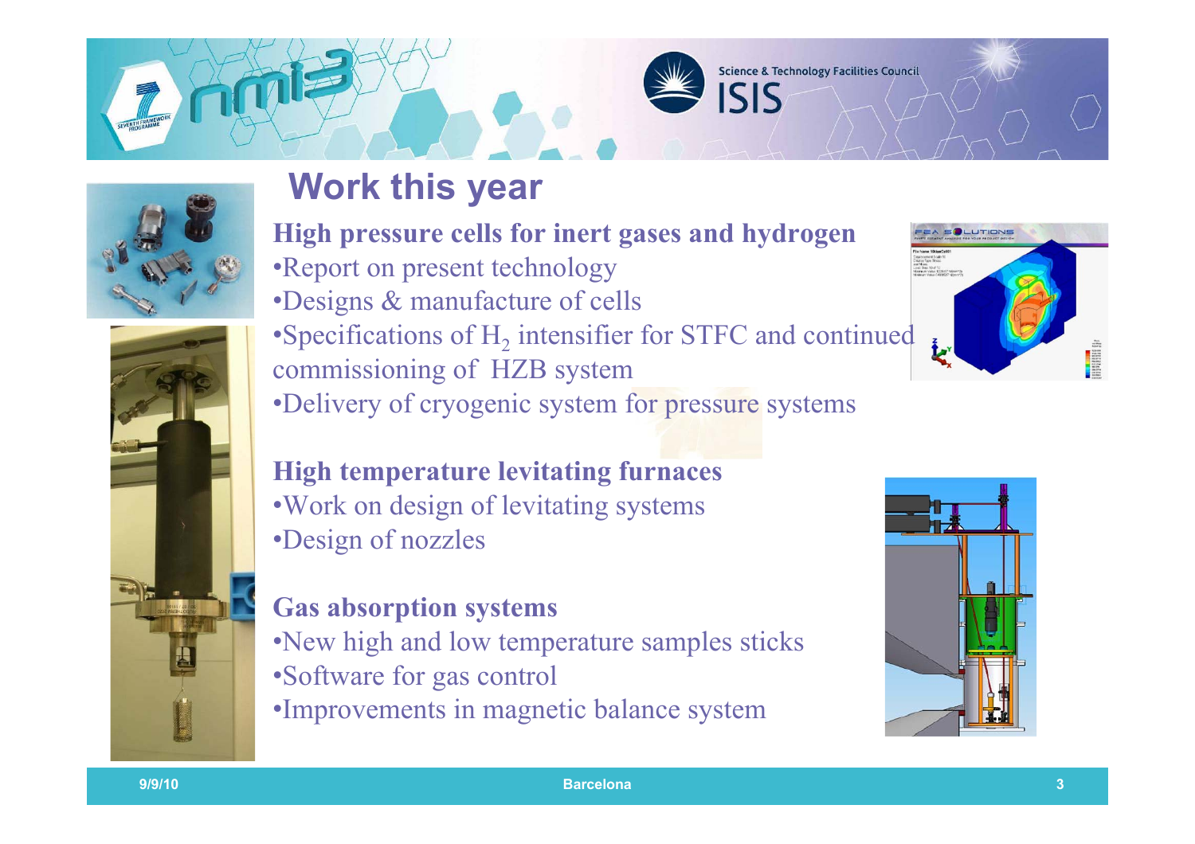# Work this year

**High pressure cells for inert gases and hydrogen**

- Report on present technology
- Designs & manufacture of cells
- Specifications of $H_2$ intensifier for STFC and continued commissioning of HZB system
- Delivery of cryogenic system for pressure systems

**High temperature levitating furnaces**

- Work on design of levitating systems
- Design of nozzles

**Gas absorption systems**

- New high and low temperature samples sticks
- Software for gas control
- Improvements in magnetic balance system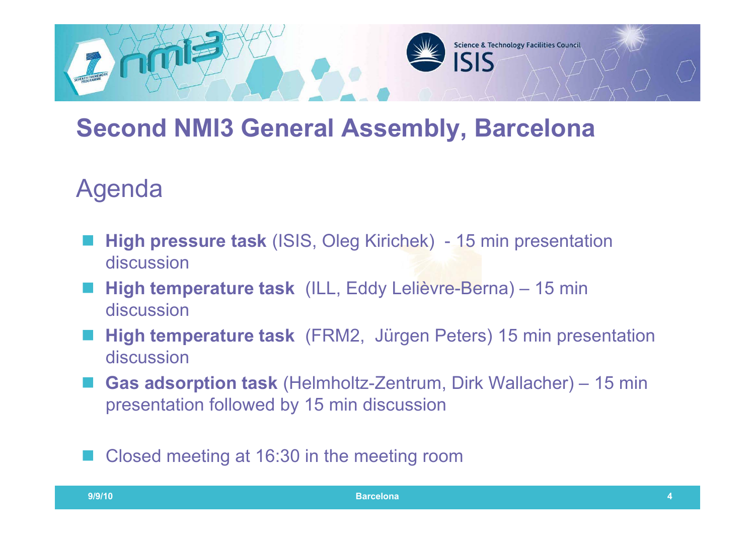# Second NMI3 General Assembly, Barcelona

## Agenda

- **High pressure task** (ISIS, Oleg Kirichek) - 15 min presentation discussion
- **High temperature task** (ILL, Eddy Lelièvre-Berna) – 15 min discussion
- **High temperature task** (FRM2, Jürgen Peters) 15 min presentation discussion
- **Gas adsorption task** (Helmholtz-Zentrum, Dirk Wallacher) – 15 min presentation followed by 15 min discussion

- Closed meeting at 16:30 in the meeting room